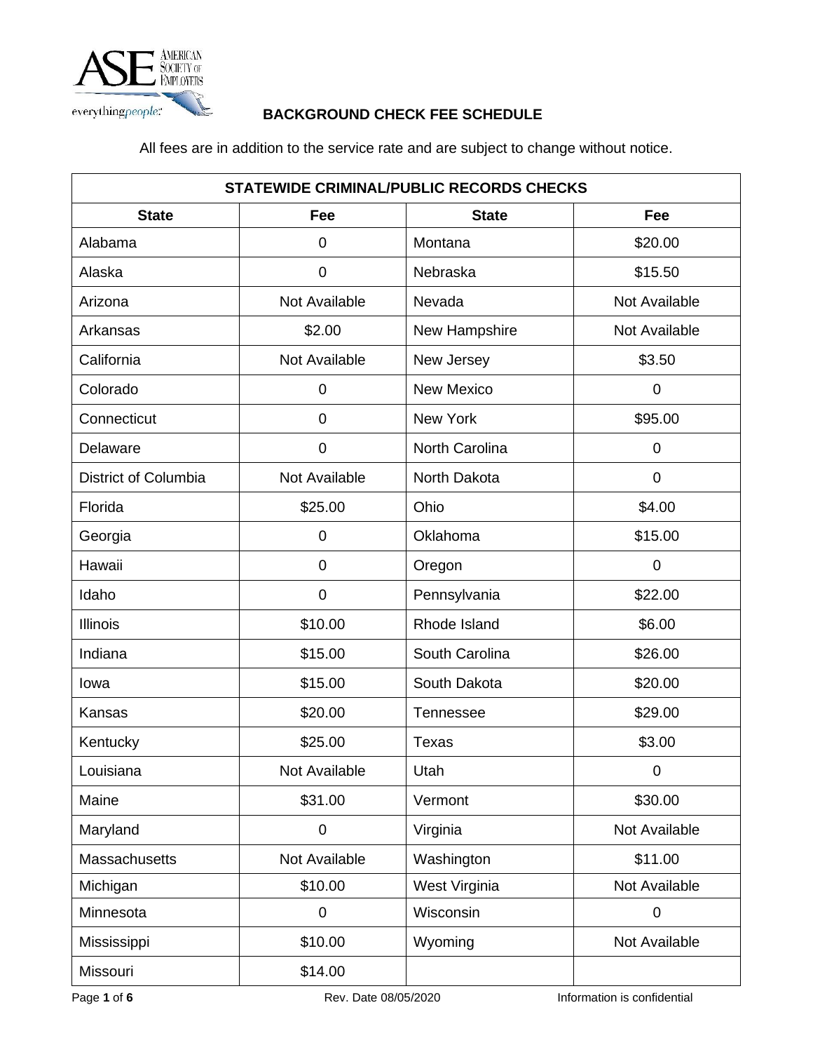# BACKGROUND CHECK FEE SCHEDULE

All fees are in addition to the service rate and are subject to change without notice.

| STATEWIDE CRIMINAL/PUBLIC RECORDS CHECKS | | | |
|---|---|---|---|
| **State** | **Fee** | **State** | **Fee** |
| Alabama | 0 | Montana | $20.00 |
| Alaska | 0 | Nebraska | $15.50 |
| Arizona | Not Available | Nevada | Not Available |
| Arkansas | $2.00 | New Hampshire | Not Available |
| California | Not Available | New Jersey | $3.50 |
| Colorado | 0 | New Mexico | 0 |
| Connecticut | 0 | New York | $95.00 |
| Delaware | 0 | North Carolina | 0 |
| District of Columbia | Not Available | North Dakota | 0 |
| Florida | $25.00 | Ohio | $4.00 |
| Georgia | 0 | Oklahoma | $15.00 |
| Hawaii | 0 | Oregon | 0 |
| Idaho | 0 | Pennsylvania | $22.00 |
| Illinois | $10.00 | Rhode Island | $6.00 |
| Indiana | $15.00 | South Carolina | $26.00 |
| Iowa | $15.00 | South Dakota | $20.00 |
| Kansas | $20.00 | Tennessee | $29.00 |
| Kentucky | $25.00 | Texas | $3.00 |
| Louisiana | Not Available | Utah | 0 |
| Maine | $31.00 | Vermont | $30.00 |
| Maryland | 0 | Virginia | Not Available |
| Massachusetts | Not Available | Washington | $11.00 |
| Michigan | $10.00 | West Virginia | Not Available |
| Minnesota | 0 | Wisconsin | 0 |
| Mississippi | $10.00 | Wyoming | Not Available |
| Missouri | $14.00 | | |

Rev. Date 08/05/2020 Information is confidential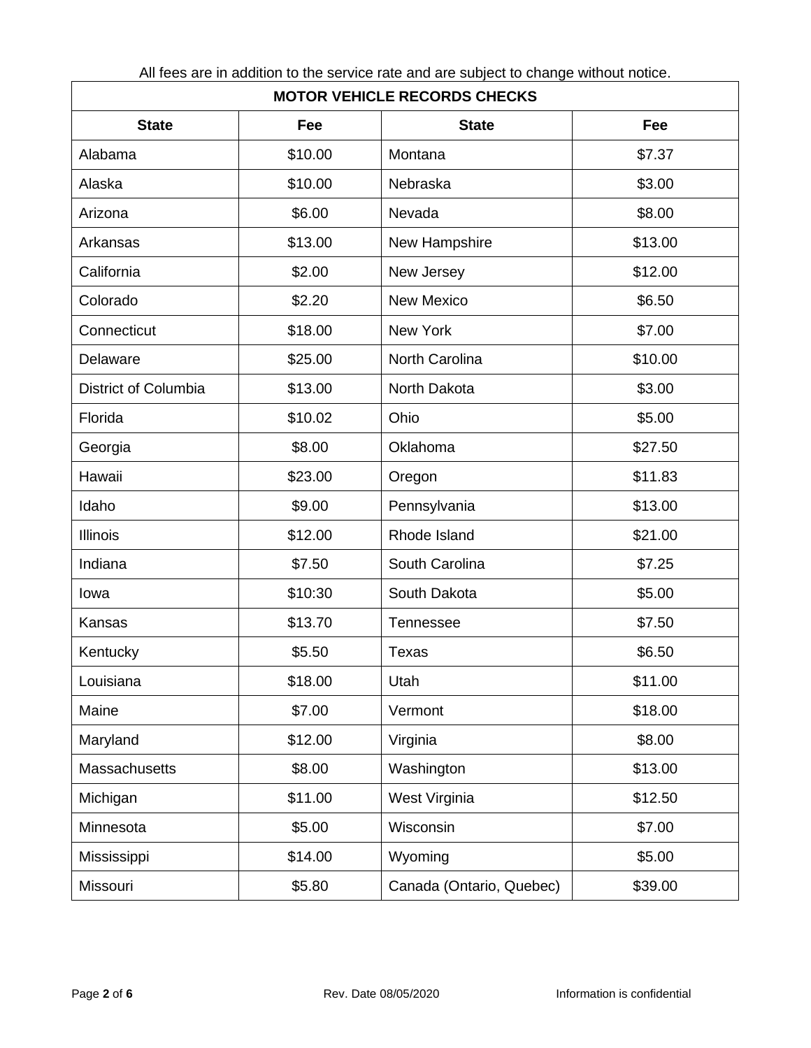All fees are in addition to the service rate and are subject to change without notice.

| MOTOR VEHICLE RECORDS CHECKS | | | |
|---|---|---|---|
| **State** | **Fee** | **State** | **Fee** |
| Alabama | $10.00 | Montana | $7.37 |
| Alaska | $10.00 | Nebraska | $3.00 |
| Arizona | $6.00 | Nevada | $8.00 |
| Arkansas | $13.00 | New Hampshire | $13.00 |
| California | $2.00 | New Jersey | $12.00 |
| Colorado | $2.20 | New Mexico | $6.50 |
| Connecticut | $18.00 | New York | $7.00 |
| Delaware | $25.00 | North Carolina | $10.00 |
| District of Columbia | $13.00 | North Dakota | $3.00 |
| Florida | $10.02 | Ohio | $5.00 |
| Georgia | $8.00 | Oklahoma | $27.50 |
| Hawaii | $23.00 | Oregon | $11.83 |
| Idaho | $9.00 | Pennsylvania | $13.00 |
| Illinois | $12.00 | Rhode Island | $21.00 |
| Indiana | $7.50 | South Carolina | $7.25 |
| Iowa | $10:30 | South Dakota | $5.00 |
| Kansas | $13.70 | Tennessee | $7.50 |
| Kentucky | $5.50 | Texas | $6.50 |
| Louisiana | $18.00 | Utah | $11.00 |
| Maine | $7.00 | Vermont | $18.00 |
| Maryland | $12.00 | Virginia | $8.00 |
| Massachusetts | $8.00 | Washington | $13.00 |
| Michigan | $11.00 | West Virginia | $12.50 |
| Minnesota | $5.00 | Wisconsin | $7.00 |
| Mississippi | $14.00 | Wyoming | $5.00 |
| Missouri | $5.80 | Canada (Ontario, Quebec) | $39.00 |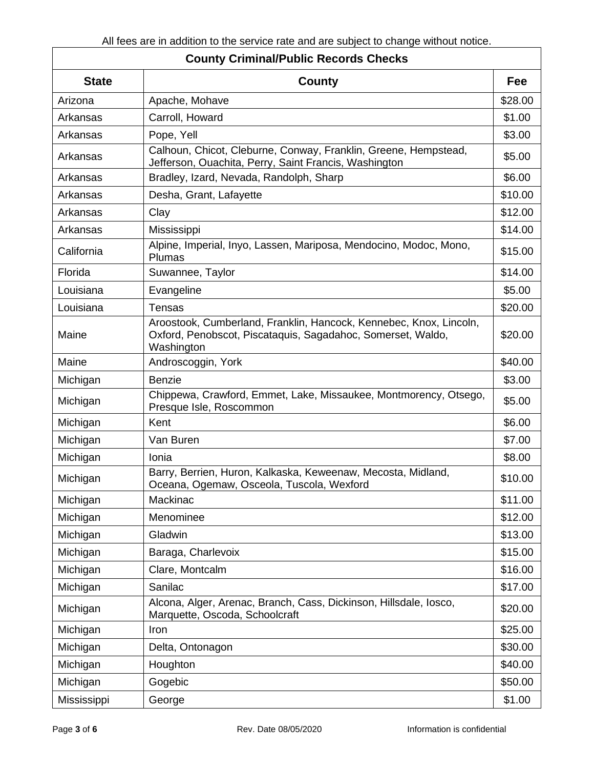All fees are in addition to the service rate and are subject to change without notice.

| County Criminal/Public Records Checks | | |
|---|---|---|
| **State** | **County** | **Fee** |
| Arizona | Apache, Mohave | $28.00 |
| Arkansas | Carroll, Howard | $1.00 |
| Arkansas | Pope, Yell | $3.00 |
| Arkansas | Calhoun, Chicot, Cleburne, Conway, Franklin, Greene, Hempstead, Jefferson, Ouachita, Perry, Saint Francis, Washington | $5.00 |
| Arkansas | Bradley, Izard, Nevada, Randolph, Sharp | $6.00 |
| Arkansas | Desha, Grant, Lafayette | $10.00 |
| Arkansas | Clay | $12.00 |
| Arkansas | Mississippi | $14.00 |
| California | Alpine, Imperial, Inyo, Lassen, Mariposa, Mendocino, Modoc, Mono, Plumas | $15.00 |
| Florida | Suwannee, Taylor | $14.00 |
| Louisiana | Evangeline | $5.00 |
| Louisiana | Tensas | $20.00 |
| Maine | Aroostook, Cumberland, Franklin, Hancock, Kennebec, Knox, Lincoln, Oxford, Penobscot, Piscataquis, Sagadahoc, Somerset, Waldo, Washington | $20.00 |
| Maine | Androscoggin, York | $40.00 |
| Michigan | Benzie | $3.00 |
| Michigan | Chippewa, Crawford, Emmet, Lake, Missaukee, Montmorency, Otsego, Presque Isle, Roscommon | $5.00 |
| Michigan | Kent | $6.00 |
| Michigan | Van Buren | $7.00 |
| Michigan | Ionia | $8.00 |
| Michigan | Barry, Berrien, Huron, Kalkaska, Keweenaw, Mecosta, Midland, Oceana, Ogemaw, Osceola, Tuscola, Wexford | $10.00 |
| Michigan | Mackinac | $11.00 |
| Michigan | Menominee | $12.00 |
| Michigan | Gladwin | $13.00 |
| Michigan | Baraga, Charlevoix | $15.00 |
| Michigan | Clare, Montcalm | $16.00 |
| Michigan | Sanilac | $17.00 |
| Michigan | Alcona, Alger, Arenac, Branch, Cass, Dickinson, Hillsdale, Iosco, Marquette, Oscoda, Schoolcraft | $20.00 |
| Michigan | Iron | $25.00 |
| Michigan | Delta, Ontonagon | $30.00 |
| Michigan | Houghton | $40.00 |
| Michigan | Gogebic | $50.00 |
| Mississippi | George | $1.00 |

Rev. Date 08/05/2020 Information is confidential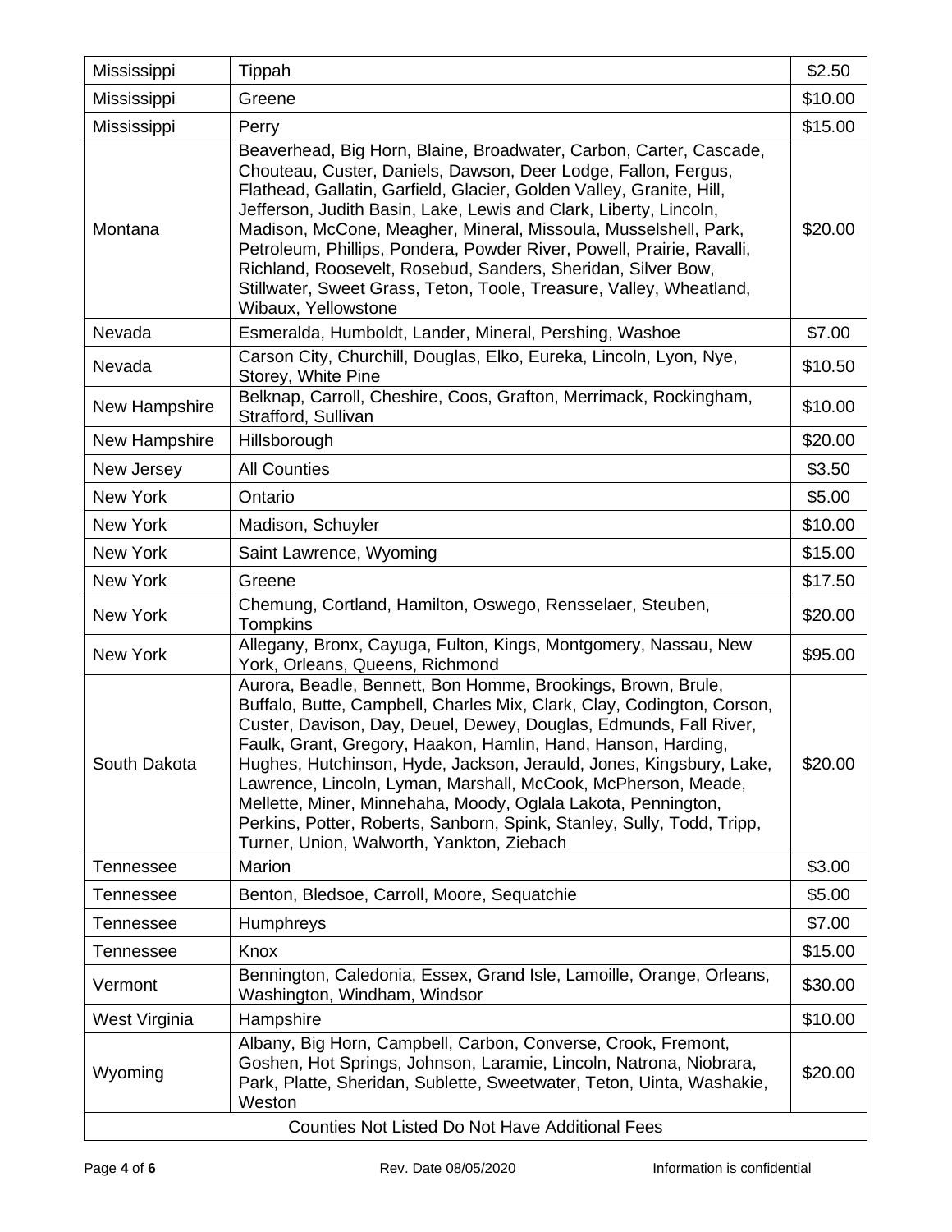| | | |
|---|---|---|
| Mississippi | Tippah | $2.50 |
| Mississippi | Greene | $10.00 |
| Mississippi | Perry | $15.00 |
| Montana | Beaverhead, Big Horn, Blaine, Broadwater, Carbon, Carter, Cascade, Chouteau, Custer, Daniels, Dawson, Deer Lodge, Fallon, Fergus, Flathead, Gallatin, Garfield, Glacier, Golden Valley, Granite, Hill, Jefferson, Judith Basin, Lake, Lewis and Clark, Liberty, Lincoln, Madison, McCone, Meagher, Mineral, Missoula, Musselshell, Park, Petroleum, Phillips, Pondera, Powder River, Powell, Prairie, Ravalli, Richland, Roosevelt, Rosebud, Sanders, Sheridan, Silver Bow, Stillwater, Sweet Grass, Teton, Toole, Treasure, Valley, Wheatland, Wibaux, Yellowstone | $20.00 |
| Nevada | Esmeralda, Humboldt, Lander, Mineral, Pershing, Washoe | $7.00 |
| Nevada | Carson City, Churchill, Douglas, Elko, Eureka, Lincoln, Lyon, Nye, Storey, White Pine | $10.50 |
| New Hampshire | Belknap, Carroll, Cheshire, Coos, Grafton, Merrimack, Rockingham, Strafford, Sullivan | $10.00 |
| New Hampshire | Hillsborough | $20.00 |
| New Jersey | All Counties | $3.50 |
| New York | Ontario | $5.00 |
| New York | Madison, Schuyler | $10.00 |
| New York | Saint Lawrence, Wyoming | $15.00 |
| New York | Greene | $17.50 |
| New York | Chemung, Cortland, Hamilton, Oswego, Rensselaer, Steuben, Tompkins | $20.00 |
| New York | Allegany, Bronx, Cayuga, Fulton, Kings, Montgomery, Nassau, New York, Orleans, Queens, Richmond | $95.00 |
| South Dakota | Aurora, Beadle, Bennett, Bon Homme, Brookings, Brown, Brule, Buffalo, Butte, Campbell, Charles Mix, Clark, Clay, Codington, Corson, Custer, Davison, Day, Deuel, Dewey, Douglas, Edmunds, Fall River, Faulk, Grant, Gregory, Haakon, Hamlin, Hand, Hanson, Harding, Hughes, Hutchinson, Hyde, Jackson, Jerauld, Jones, Kingsbury, Lake, Lawrence, Lincoln, Lyman, Marshall, McCook, McPherson, Meade, Mellette, Miner, Minnehaha, Moody, Oglala Lakota, Pennington, Perkins, Potter, Roberts, Sanborn, Spink, Stanley, Sully, Todd, Tripp, Turner, Union, Walworth, Yankton, Ziebach | $20.00 |
| Tennessee | Marion | $3.00 |
| Tennessee | Benton, Bledsoe, Carroll, Moore, Sequatchie | $5.00 |
| Tennessee | Humphreys | $7.00 |
| Tennessee | Knox | $15.00 |
| Vermont | Bennington, Caledonia, Essex, Grand Isle, Lamoille, Orange, Orleans, Washington, Windham, Windsor | $30.00 |
| West Virginia | Hampshire | $10.00 |
| Wyoming | Albany, Big Horn, Campbell, Carbon, Converse, Crook, Fremont, Goshen, Hot Springs, Johnson, Laramie, Lincoln, Natrona, Niobrara, Park, Platte, Sheridan, Sublette, Sweetwater, Teton, Uinta, Washakie, Weston | $20.00 |
| Counties Not Listed Do Not Have Additional Fees | | |

Rev. Date 08/05/2020 Information is confidential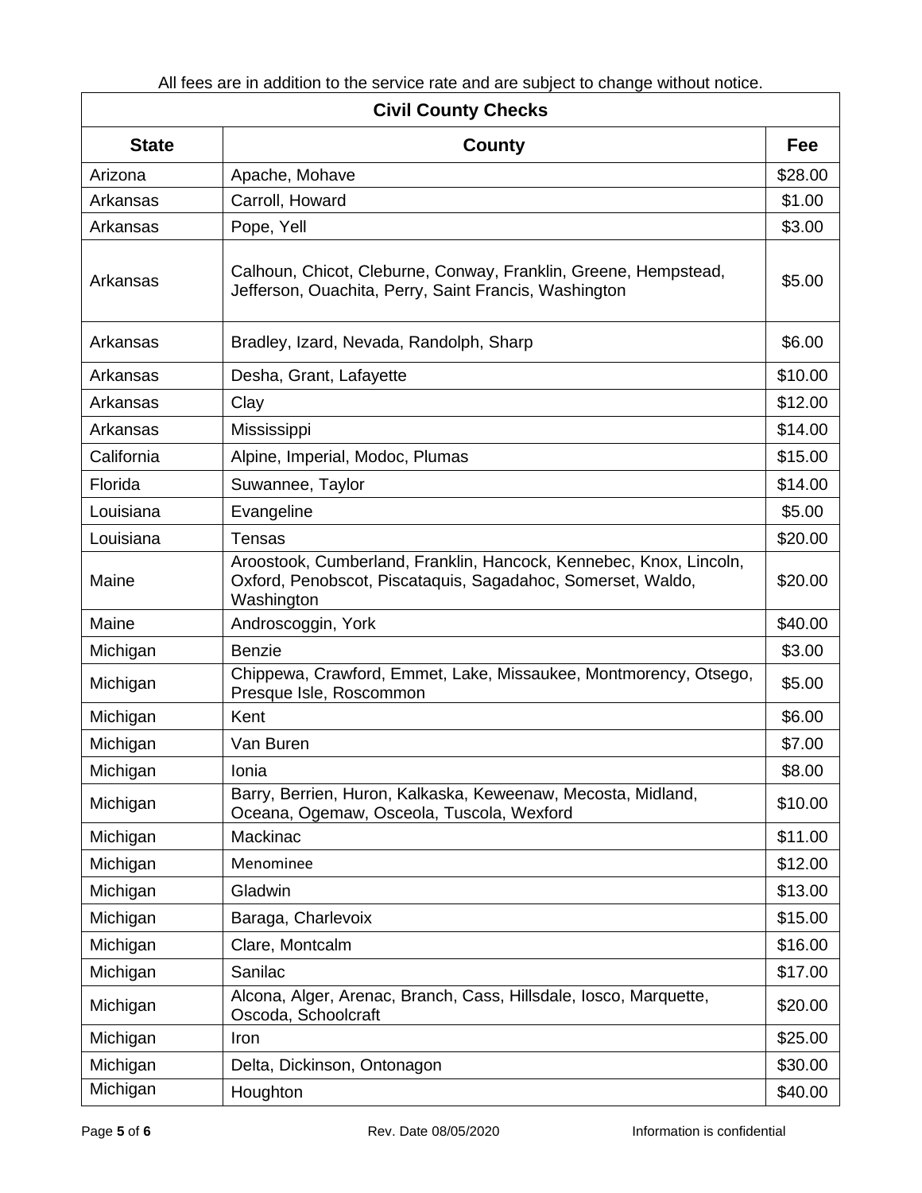All fees are in addition to the service rate and are subject to change without notice.

| Civil County Checks | | |
|---|---|---|
| **State** | **County** | **Fee** |
| Arizona | Apache, Mohave | $28.00 |
| Arkansas | Carroll, Howard | $1.00 |
| Arkansas | Pope, Yell | $3.00 |
| Arkansas | Calhoun, Chicot, Cleburne, Conway, Franklin, Greene, Hempstead, Jefferson, Ouachita, Perry, Saint Francis, Washington | $5.00 |
| Arkansas | Bradley, Izard, Nevada, Randolph, Sharp | $6.00 |
| Arkansas | Desha, Grant, Lafayette | $10.00 |
| Arkansas | Clay | $12.00 |
| Arkansas | Mississippi | $14.00 |
| California | Alpine, Imperial, Modoc, Plumas | $15.00 |
| Florida | Suwannee, Taylor | $14.00 |
| Louisiana | Evangeline | $5.00 |
| Louisiana | Tensas | $20.00 |
| Maine | Aroostook, Cumberland, Franklin, Hancock, Kennebec, Knox, Lincoln, Oxford, Penobscot, Piscataquis, Sagadahoc, Somerset, Waldo, Washington | $20.00 |
| Maine | Androscoggin, York | $40.00 |
| Michigan | Benzie | $3.00 |
| Michigan | Chippewa, Crawford, Emmet, Lake, Missaukee, Montmorency, Otsego, Presque Isle, Roscommon | $5.00 |
| Michigan | Kent | $6.00 |
| Michigan | Van Buren | $7.00 |
| Michigan | Ionia | $8.00 |
| Michigan | Barry, Berrien, Huron, Kalkaska, Keweenaw, Mecosta, Midland, Oceana, Ogemaw, Osceola, Tuscola, Wexford | $10.00 |
| Michigan | Mackinac | $11.00 |
| Michigan | Menominee | $12.00 |
| Michigan | Gladwin | $13.00 |
| Michigan | Baraga, Charlevoix | $15.00 |
| Michigan | Clare, Montcalm | $16.00 |
| Michigan | Sanilac | $17.00 |
| Michigan | Alcona, Alger, Arenac, Branch, Cass, Hillsdale, Iosco, Marquette, Oscoda, Schoolcraft | $20.00 |
| Michigan | Iron | $25.00 |
| Michigan | Delta, Dickinson, Ontonagon | $30.00 |
| Michigan | Houghton | $40.00 |

Rev. Date 08/05/2020 Information is confidential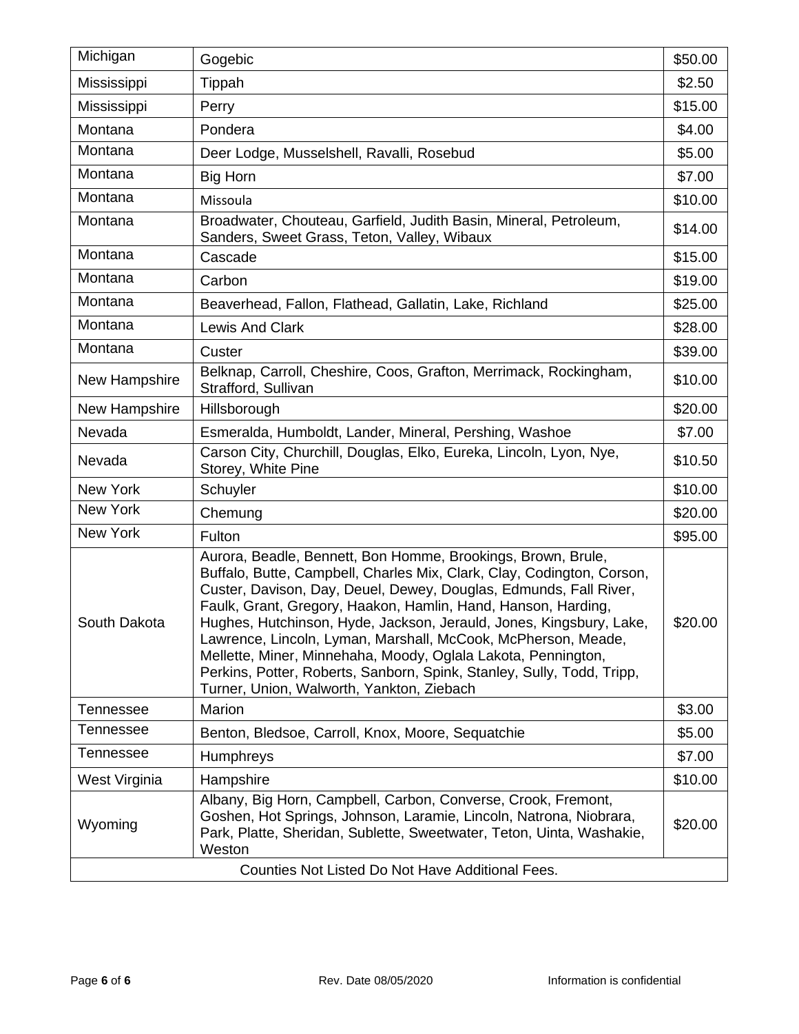| | | |
|---|---|---|
| Michigan | Gogebic | $50.00 |
| Mississippi | Tippah | $2.50 |
| Mississippi | Perry | $15.00 |
| Montana | Pondera | $4.00 |
| Montana | Deer Lodge, Musselshell, Ravalli, Rosebud | $5.00 |
| Montana | Big Horn | $7.00 |
| Montana | Missoula | $10.00 |
| Montana | Broadwater, Chouteau, Garfield, Judith Basin, Mineral, Petroleum, Sanders, Sweet Grass, Teton, Valley, Wibaux | $14.00 |
| Montana | Cascade | $15.00 |
| Montana | Carbon | $19.00 |
| Montana | Beaverhead, Fallon, Flathead, Gallatin, Lake, Richland | $25.00 |
| Montana | Lewis And Clark | $28.00 |
| Montana | Custer | $39.00 |
| New Hampshire | Belknap, Carroll, Cheshire, Coos, Grafton, Merrimack, Rockingham, Strafford, Sullivan | $10.00 |
| New Hampshire | Hillsborough | $20.00 |
| Nevada | Esmeralda, Humboldt, Lander, Mineral, Pershing, Washoe | $7.00 |
| Nevada | Carson City, Churchill, Douglas, Elko, Eureka, Lincoln, Lyon, Nye, Storey, White Pine | $10.50 |
| New York | Schuyler | $10.00 |
| New York | Chemung | $20.00 |
| New York | Fulton | $95.00 |
| South Dakota | Aurora, Beadle, Bennett, Bon Homme, Brookings, Brown, Brule, Buffalo, Butte, Campbell, Charles Mix, Clark, Clay, Codington, Corson, Custer, Davison, Day, Deuel, Dewey, Douglas, Edmunds, Fall River, Faulk, Grant, Gregory, Haakon, Hamlin, Hand, Hanson, Harding, Hughes, Hutchinson, Hyde, Jackson, Jerauld, Jones, Kingsbury, Lake, Lawrence, Lincoln, Lyman, Marshall, McCook, McPherson, Meade, Mellette, Miner, Minnehaha, Moody, Oglala Lakota, Pennington, Perkins, Potter, Roberts, Sanborn, Spink, Stanley, Sully, Todd, Tripp, Turner, Union, Walworth, Yankton, Ziebach | $20.00 |
| Tennessee | Marion | $3.00 |
| Tennessee | Benton, Bledsoe, Carroll, Knox, Moore, Sequatchie | $5.00 |
| Tennessee | Humphreys | $7.00 |
| West Virginia | Hampshire | $10.00 |
| Wyoming | Albany, Big Horn, Campbell, Carbon, Converse, Crook, Fremont, Goshen, Hot Springs, Johnson, Laramie, Lincoln, Natrona, Niobrara, Park, Platte, Sheridan, Sublette, Sweetwater, Teton, Uinta, Washakie, Weston | $20.00 |
| Counties Not Listed Do Not Have Additional Fees. | | |

Rev. Date 08/05/2020 — Information is confidential